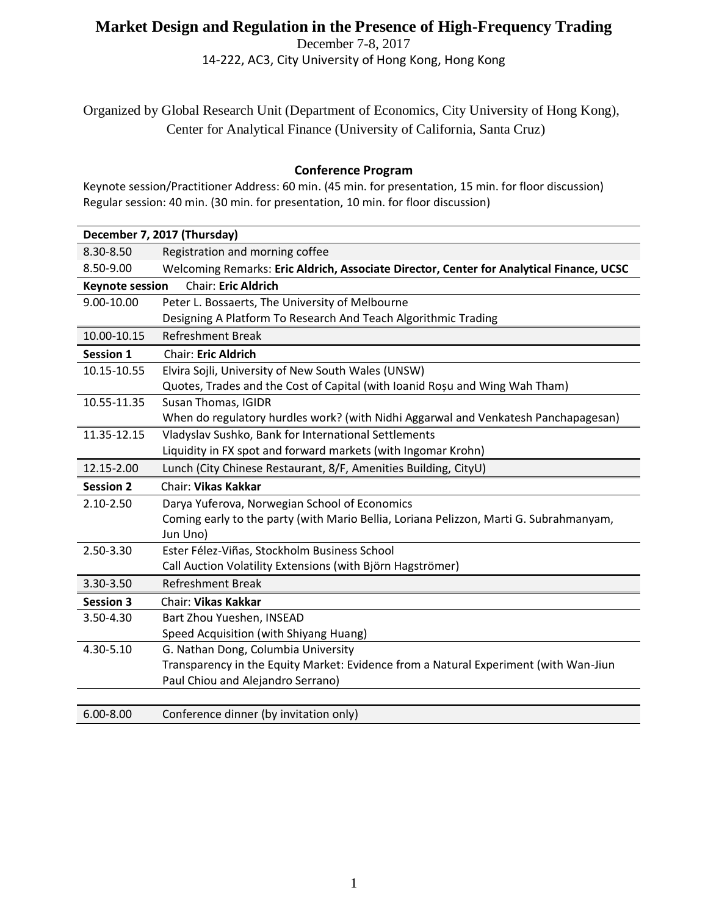# Market Design and Regulation in the Presence of High-Frequency Trading

December 7-8, 2017

14-222, AC3, City University of Hong Kong, Hong Kong

Organized by Global Research Unit (Department of Economics, City University of Hong Kong), Center for Analytical Finance (University of California, Santa Cruz)

## Conference Program

Keynote session/Practitioner Address: 60 min. (45 min. for presentation, 15 min. for floor discussion)
Regular session: 40 min. (30 min. for presentation, 10 min. for floor discussion)

| **December 7, 2017 (Thursday)** | |
|---|---|
| 8.30-8.50 | Registration and morning coffee |
| 8.50-9.00 | Welcoming Remarks: **Eric Aldrich, Associate Director, Center for Analytical Finance, UCSC** |
| **Keynote session** | Chair: **Eric Aldrich** |
| 9.00-10.00 | Peter L. Bossaerts, The University of Melbourne<br>Designing A Platform To Research And Teach Algorithmic Trading |
| 10.00-10.15 | Refreshment Break |
| **Session 1** | Chair: **Eric Aldrich** |
| 10.15-10.55 | Elvira Sojli, University of New South Wales (UNSW)<br>Quotes, Trades and the Cost of Capital (with Ioanid Roșu and Wing Wah Tham) |
| 10.55-11.35 | Susan Thomas, IGIDR<br>When do regulatory hurdles work? (with Nidhi Aggarwal and Venkatesh Panchapagesan) |
| 11.35-12.15 | Vladyslav Sushko, Bank for International Settlements<br>Liquidity in FX spot and forward markets (with Ingomar Krohn) |
| 12.15-2.00 | Lunch (City Chinese Restaurant, 8/F, Amenities Building, CityU) |
| **Session 2** | Chair: **Vikas Kakkar** |
| 2.10-2.50 | Darya Yuferova, Norwegian School of Economics<br>Coming early to the party (with Mario Bellia, Loriana Pelizzon, Marti G. Subrahmanyam, Jun Uno) |
| 2.50-3.30 | Ester Félez-Viñas, Stockholm Business School<br>Call Auction Volatility Extensions (with Björn Hagströmer) |
| 3.30-3.50 | Refreshment Break |
| **Session 3** | Chair: **Vikas Kakkar** |
| 3.50-4.30 | Bart Zhou Yueshen, INSEAD<br>Speed Acquisition (with Shiyang Huang) |
| 4.30-5.10 | G. Nathan Dong, Columbia University<br>Transparency in the Equity Market: Evidence from a Natural Experiment (with Wan-Jiun Paul Chiou and Alejandro Serrano) |
| 6.00-8.00 | Conference dinner (by invitation only) |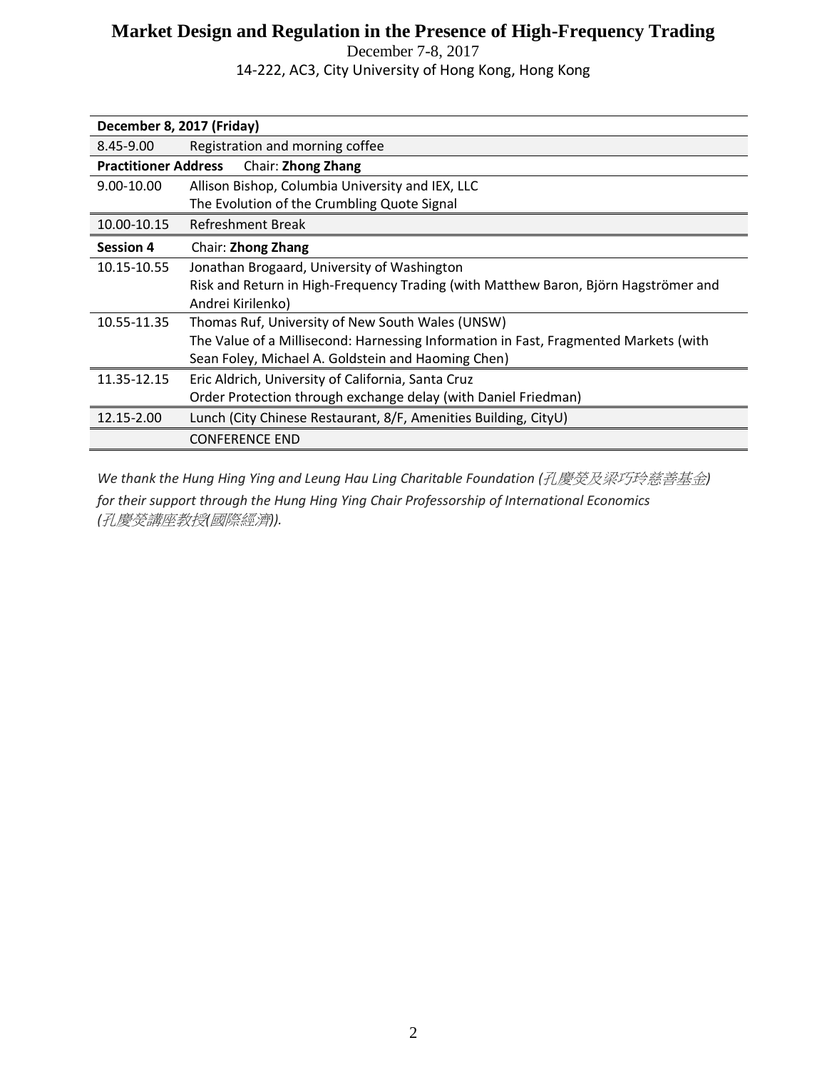# Market Design and Regulation in the Presence of High-Frequency Trading

December 7-8, 2017

14-222, AC3, City University of Hong Kong, Hong Kong

| **December 8, 2017 (Friday)** | |
|---|---|
| 8.45-9.00 | Registration and morning coffee |
| **Practitioner Address** | Chair: **Zhong Zhang** |
| 9.00-10.00 | Allison Bishop, Columbia University and IEX, LLC<br>The Evolution of the Crumbling Quote Signal |
| 10.00-10.15 | Refreshment Break |
| **Session 4** | Chair: **Zhong Zhang** |
| 10.15-10.55 | Jonathan Brogaard, University of Washington<br>Risk and Return in High-Frequency Trading (with Matthew Baron, Björn Hagströmer and Andrei Kirilenko) |
| 10.55-11.35 | Thomas Ruf, University of New South Wales (UNSW)<br>The Value of a Millisecond: Harnessing Information in Fast, Fragmented Markets (with Sean Foley, Michael A. Goldstein and Haoming Chen) |
| 11.35-12.15 | Eric Aldrich, University of California, Santa Cruz<br>Order Protection through exchange delay (with Daniel Friedman) |
| 12.15-2.00 | Lunch (City Chinese Restaurant, 8/F, Amenities Building, CityU) |
| | CONFERENCE END |

*We thank the Hung Hing Ying and Leung Hau Ling Charitable Foundation (孔慶熒及梁巧玲慈善基金) for their support through the Hung Hing Ying Chair Professorship of International Economics (孔慶熒講座教授(國際經濟)).*